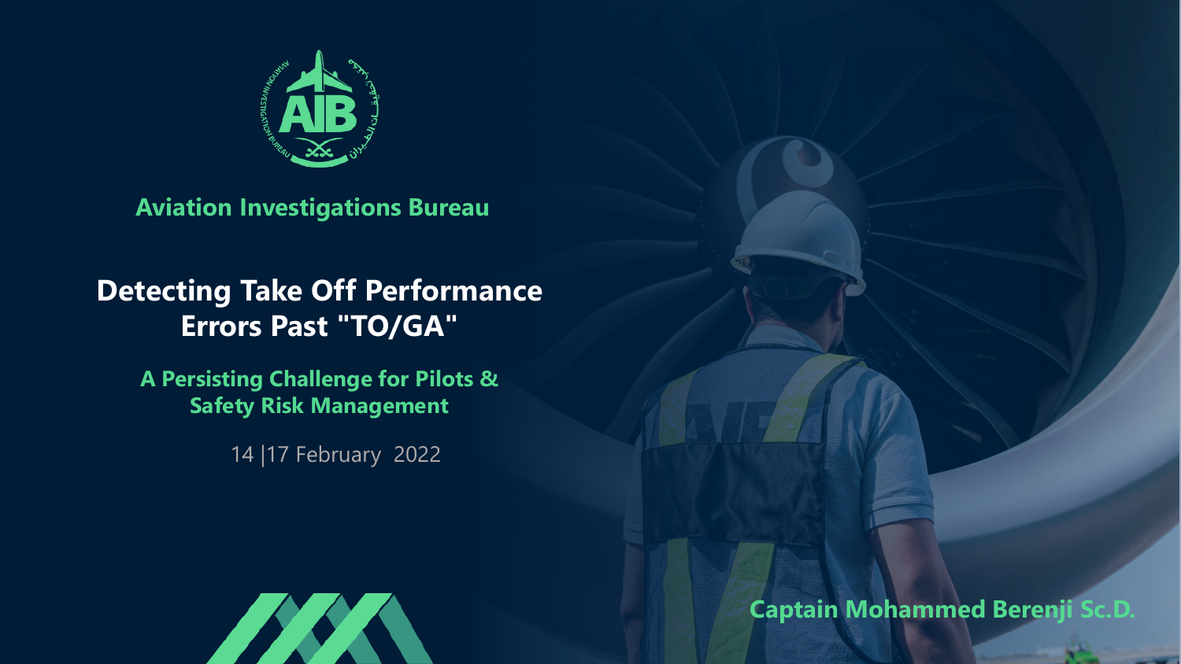Aviation Investigations Bureau

# Detecting Take Off Performance Errors Past "TO/GA"

## A Persisting Challenge for Pilots & Safety Risk Management

14 |17 February 2022

**Captain Mohammed Berenji Sc.D.**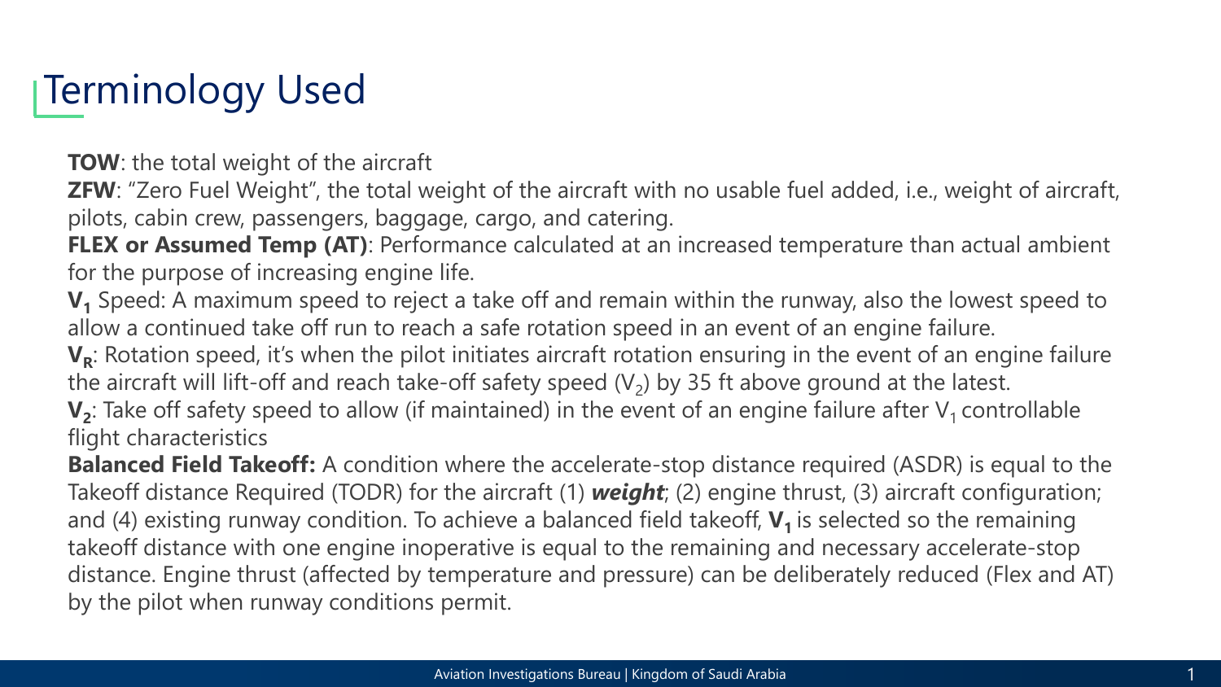# Terminology Used

**TOW**: the total weight of the aircraft

**ZFW**: "Zero Fuel Weight", the total weight of the aircraft with no usable fuel added, i.e., weight of aircraft, pilots, cabin crew, passengers, baggage, cargo, and catering.

**FLEX or Assumed Temp (AT)**: Performance calculated at an increased temperature than actual ambient for the purpose of increasing engine life.

**$V_1$** Speed: A maximum speed to reject a take off and remain within the runway, also the lowest speed to allow a continued take off run to reach a safe rotation speed in an event of an engine failure.

**$V_R$**: Rotation speed, it's when the pilot initiates aircraft rotation ensuring in the event of an engine failure the aircraft will lift-off and reach take-off safety speed ($V_2$) by 35 ft above ground at the latest.

**$V_2$**: Take off safety speed to allow (if maintained) in the event of an engine failure after $V_1$ controllable flight characteristics

**Balanced Field Takeoff:** A condition where the accelerate-stop distance required (ASDR) is equal to the Takeoff distance Required (TODR) for the aircraft (1) ***weight***; (2) engine thrust, (3) aircraft configuration; and (4) existing runway condition. To achieve a balanced field takeoff, **$V_1$** is selected so the remaining takeoff distance with one engine inoperative is equal to the remaining and necessary accelerate-stop distance. Engine thrust (affected by temperature and pressure) can be deliberately reduced (Flex and AT) by the pilot when runway conditions permit.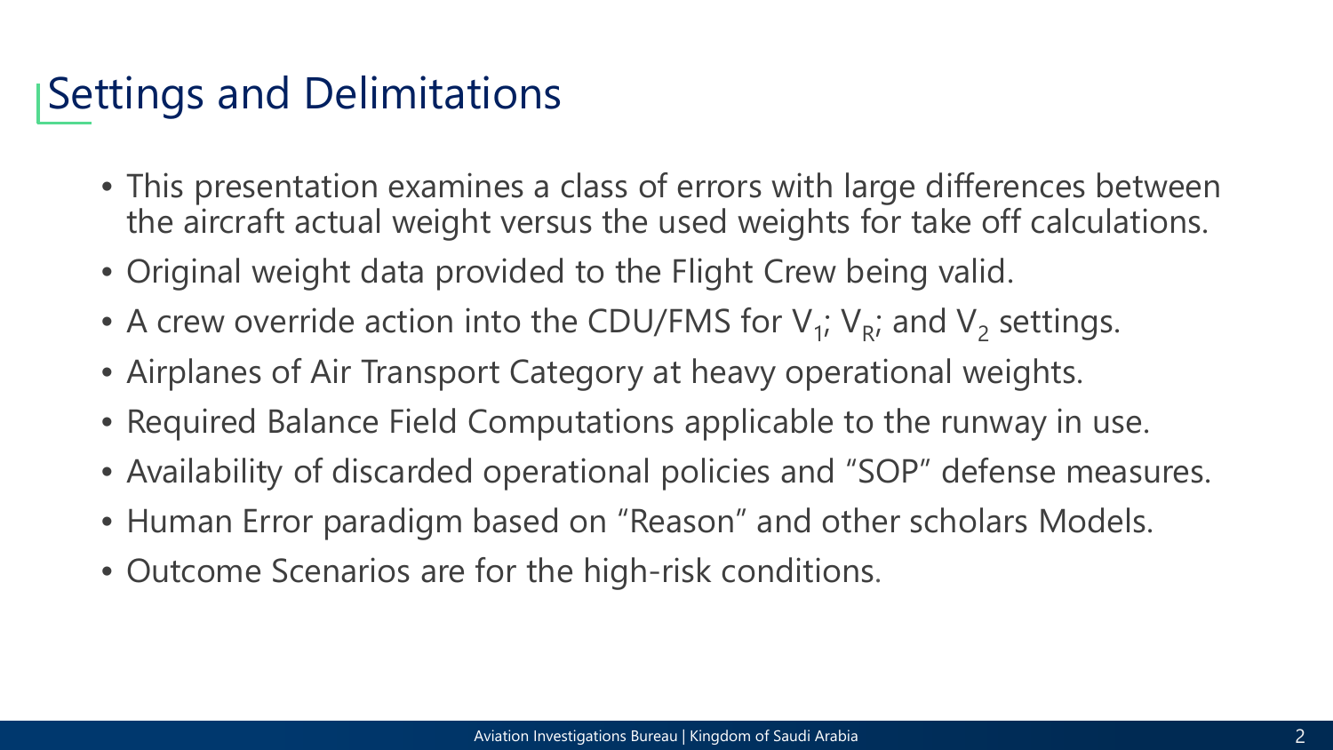# Settings and Delimitations

- This presentation examines a class of errors with large differences between the aircraft actual weight versus the used weights for take off calculations.
- Original weight data provided to the Flight Crew being valid.
- A crew override action into the CDU/FMS for $V_1$; $V_R$; and $V_2$ settings.
- Airplanes of Air Transport Category at heavy operational weights.
- Required Balance Field Computations applicable to the runway in use.
- Availability of discarded operational policies and "SOP" defense measures.
- Human Error paradigm based on "Reason" and other scholars Models.
- Outcome Scenarios are for the high-risk conditions.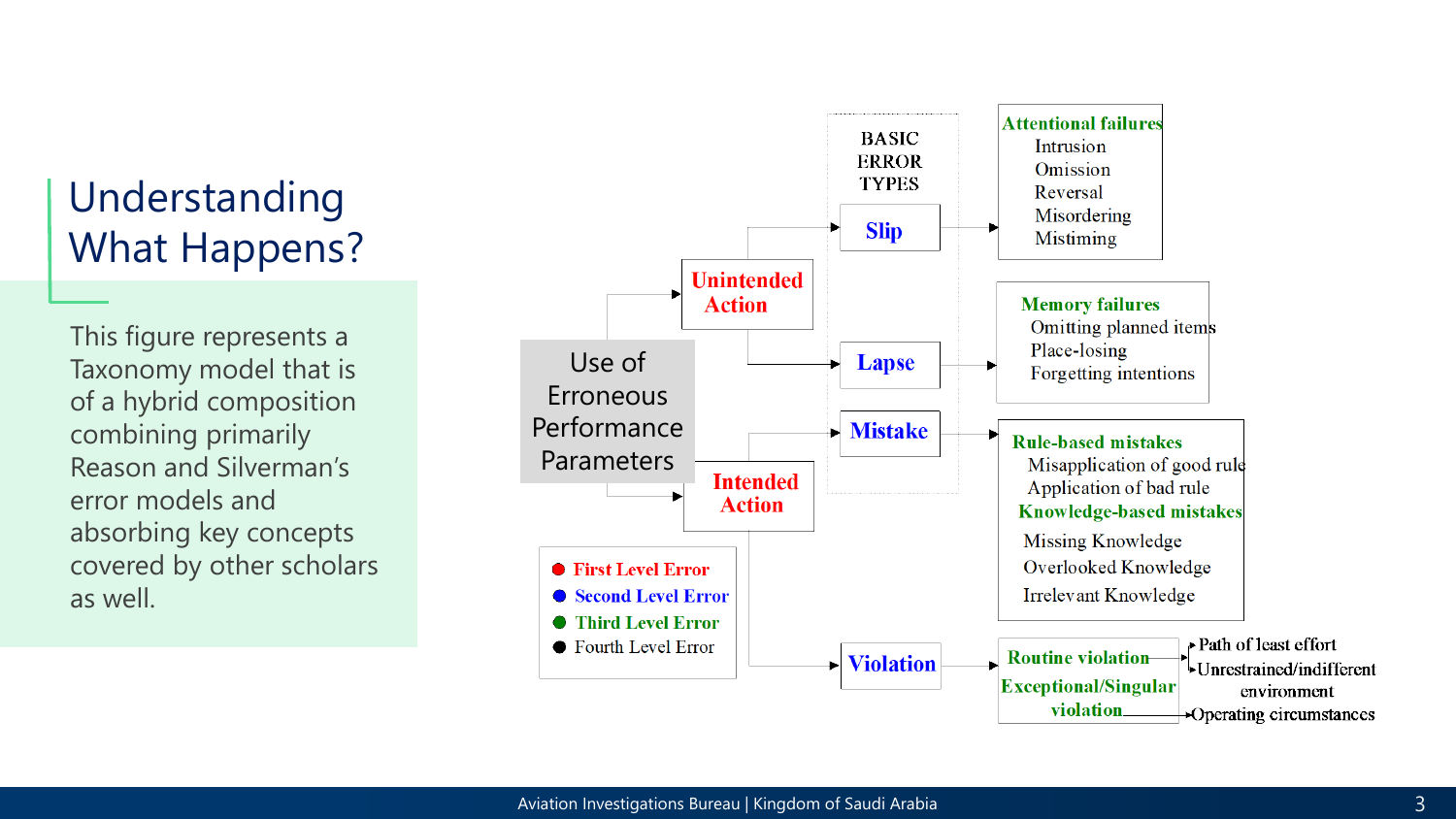# Understanding What Happens?

This figure represents a Taxonomy model that is of a hybrid composition combining primarily Reason and Silverman's error models and absorbing key concepts covered by other scholars as well.

Use of Erroneous Performance Parameters

- Unintended Action
  - Slip
    - Attentional failures: Intrusion, Omission, Reversal, Misordering, Mistiming
  - Lapse
    - Memory failures: Omitting planned items, Place-losing, Forgetting intentions
- Intended Action
  - Mistake
    - Rule-based mistakes: Misapplication of good rule, Application of bad rule
    - Knowledge-based mistakes: Missing Knowledge, Overlooked Knowledge, Irrelevant Knowledge
  - Violation
    - Routine violation → Path of least effort; Unrestrained/indifferent environment
    - Exceptional/Singular violation → Operating circumstances

BASIC ERROR TYPES: Slip, Lapse, Mistake

- First Level Error
- Second Level Error
- Third Level Error
- Fourth Level Error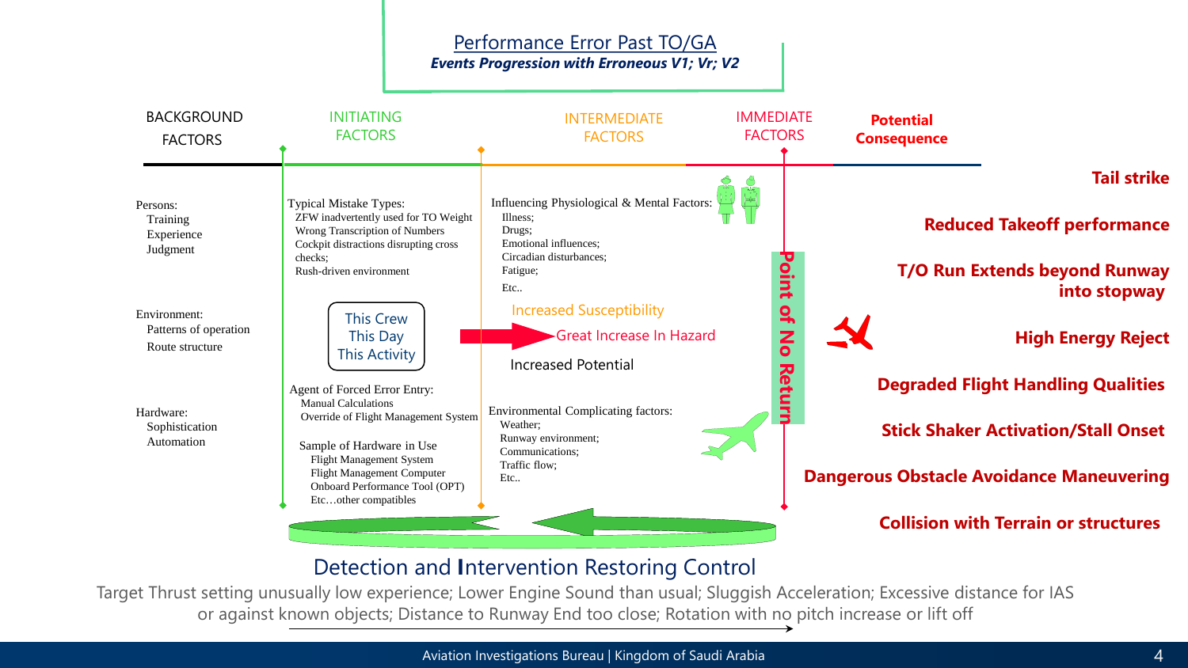# Performance Error Past TO/GA

***Events Progression with Erroneous V1; Vr; V2***

| BACKGROUND FACTORS | INITIATING FACTORS | INTERMEDIATE FACTORS | IMMEDIATE FACTORS | Potential Consequence |
|---|---|---|---|---|

**BACKGROUND FACTORS**

Persons:
- Training
- Experience
- Judgment

Environment:
- Patterns of operation
- Route structure

Hardware:
- Sophistication
- Automation

**INITIATING FACTORS**

Typical Mistake Types:
- ZFW inadvertently used for TO Weight
- Wrong Transcription of Numbers
- Cockpit distractions disrupting cross checks;
- Rush-driven environment

This Crew
This Day
This Activity

Agent of Forced Error Entry:
- Manual Calculations
- Override of Flight Management System

Sample of Hardware in Use
- Flight Management System
- Flight Management Computer
- Onboard Performance Tool (OPT)
- Etc…other compatibles

**INTERMEDIATE FACTORS**

Influencing Physiological & Mental Factors:
- Illness;
- Drugs;
- Emotional influences;
- Circadian disturbances;
- Fatigue;
- Etc..

Increased Susceptibility

Great Increase In Hazard

Increased Potential

Environmental Complicating factors:
- Weather;
- Runway environment;
- Communications;
- Traffic flow;
- Etc..

**IMMEDIATE FACTORS**

Point of No Return

**Potential Consequence**

- **Tail strike**
- **Reduced Takeoff performance**
- **T/O Run Extends beyond Runway into stopway**
- **High Energy Reject**
- **Degraded Flight Handling Qualities**
- **Stick Shaker Activation/Stall Onset**
- **Dangerous Obstacle Avoidance Maneuvering**
- **Collision with Terrain or structures**

## Detection and Intervention Restoring Control

Target Thrust setting unusually low experience; Lower Engine Sound than usual; Sluggish Acceleration; Excessive distance for IAS or against known objects; Distance to Runway End too close; Rotation with no pitch increase or lift off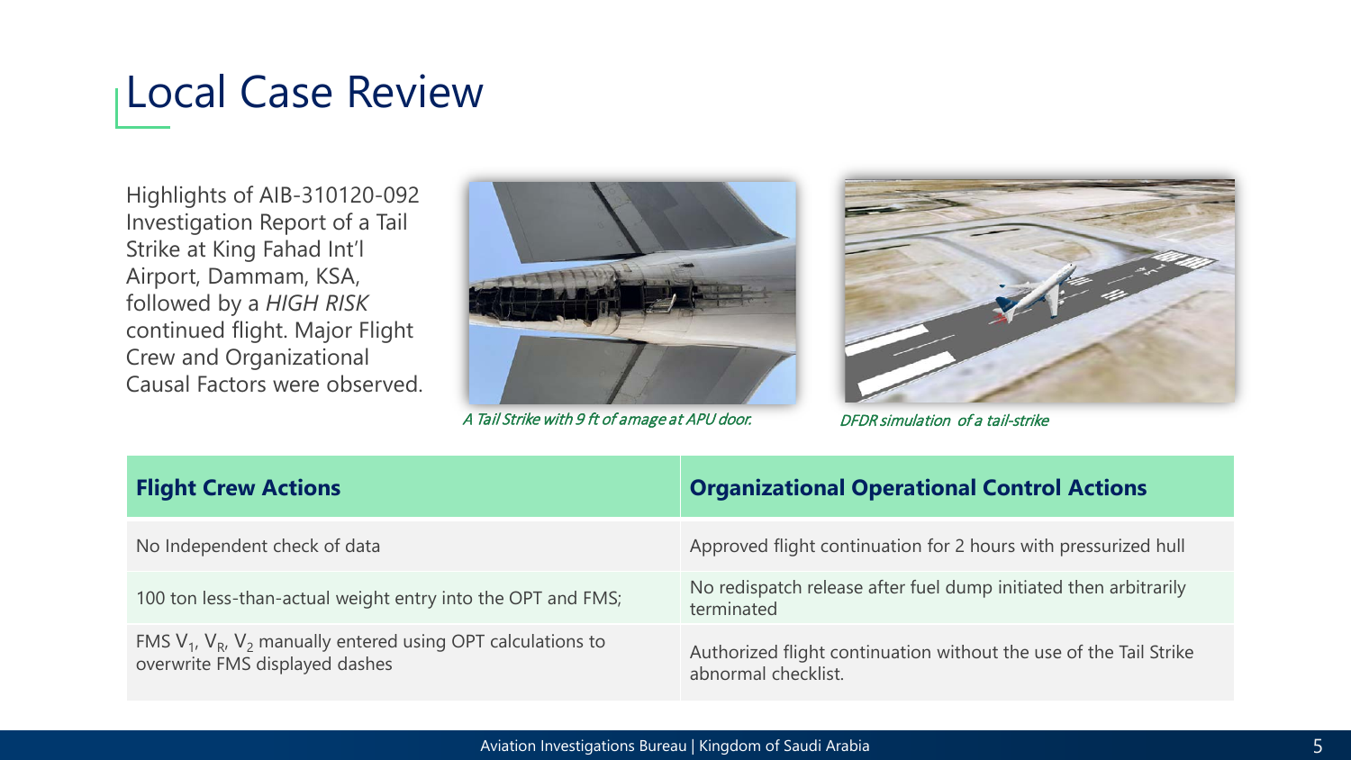# Local Case Review

Highlights of AIB-310120-092 Investigation Report of a Tail Strike at King Fahad Int'l Airport, Dammam, KSA, followed by a *HIGH RISK* continued flight. Major Flight Crew and Organizational Causal Factors were observed.

*A Tail Strike with 9 ft of amage at APU door.*

*DFDR simulation of a tail-strike*

| Flight Crew Actions | Organizational Operational Control Actions |
|---|---|
| No Independent check of data | Approved flight continuation for 2 hours with pressurized hull |
| 100 ton less-than-actual weight entry into the OPT and FMS; | No redispatch release after fuel dump initiated then arbitrarily terminated |
| FMS $V_1$, $V_R$, $V_2$ manually entered using OPT calculations to overwrite FMS displayed dashes | Authorized flight continuation without the use of the Tail Strike abnormal checklist. |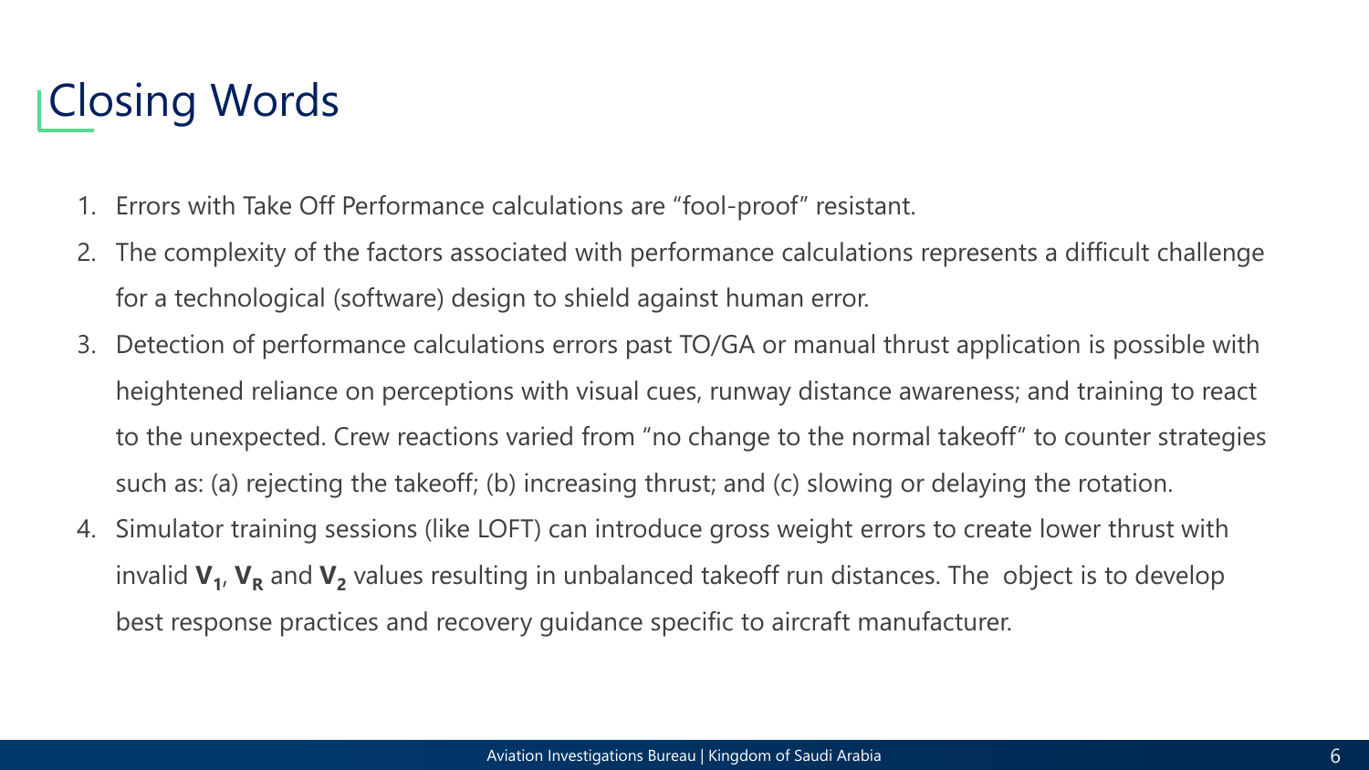# Closing Words

1. Errors with Take Off Performance calculations are “fool-proof” resistant.
2. The complexity of the factors associated with performance calculations represents a difficult challenge for a technological (software) design to shield against human error.
3. Detection of performance calculations errors past TO/GA or manual thrust application is possible with heightened reliance on perceptions with visual cues, runway distance awareness; and training to react to the unexpected. Crew reactions varied from “no change to the normal takeoff” to counter strategies such as: (a) rejecting the takeoff; (b) increasing thrust; and (c) slowing or delaying the rotation.
4. Simulator training sessions (like LOFT) can introduce gross weight errors to create lower thrust with invalid $\mathbf{V_1}$, $\mathbf{V_R}$ and $\mathbf{V_2}$ values resulting in unbalanced takeoff run distances. The object is to develop best response practices and recovery guidance specific to aircraft manufacturer.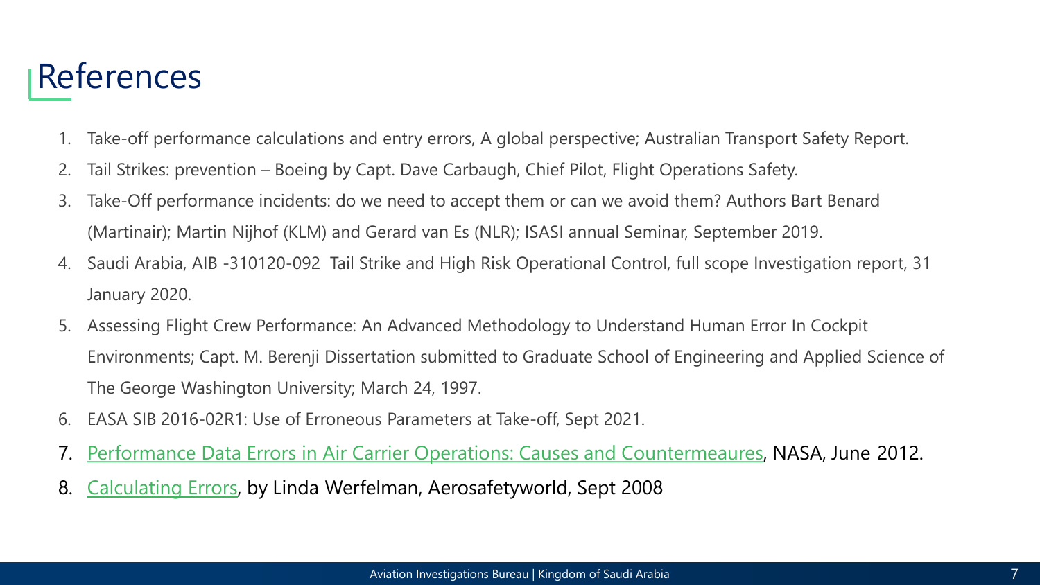# References

1. Take-off performance calculations and entry errors, A global perspective; Australian Transport Safety Report.
2. Tail Strikes: prevention – Boeing by Capt. Dave Carbaugh, Chief Pilot, Flight Operations Safety.
3. Take-Off performance incidents: do we need to accept them or can we avoid them? Authors Bart Benard (Martinair); Martin Nijhof (KLM) and Gerard van Es (NLR); ISASI annual Seminar, September 2019.
4. Saudi Arabia, AIB -310120-092 Tail Strike and High Risk Operational Control, full scope Investigation report, 31 January 2020.
5. Assessing Flight Crew Performance: An Advanced Methodology to Understand Human Error In Cockpit Environments; Capt. M. Berenji Dissertation submitted to Graduate School of Engineering and Applied Science of The George Washington University; March 24, 1997.
6. EASA SIB 2016-02R1: Use of Erroneous Parameters at Take-off, Sept 2021.
7. Performance Data Errors in Air Carrier Operations: Causes and Countermeaures, NASA, June 2012.
8. Calculating Errors, by Linda Werfelman, Aerosafetyworld, Sept 2008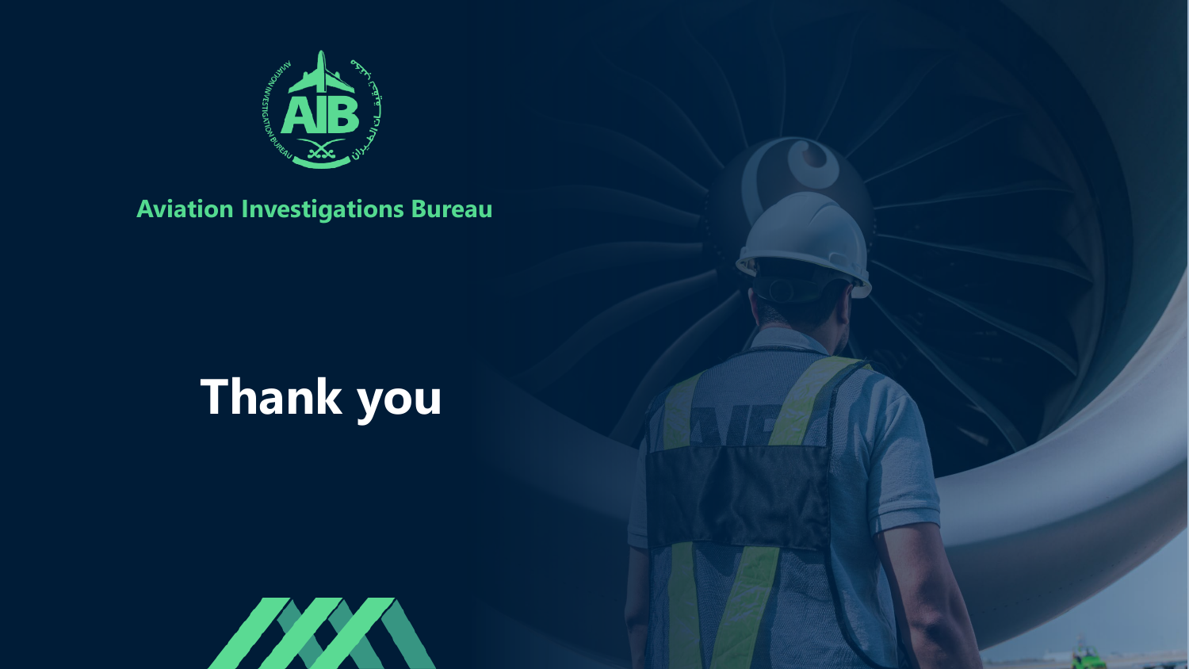Aviation Investigations Bureau

# Thank you